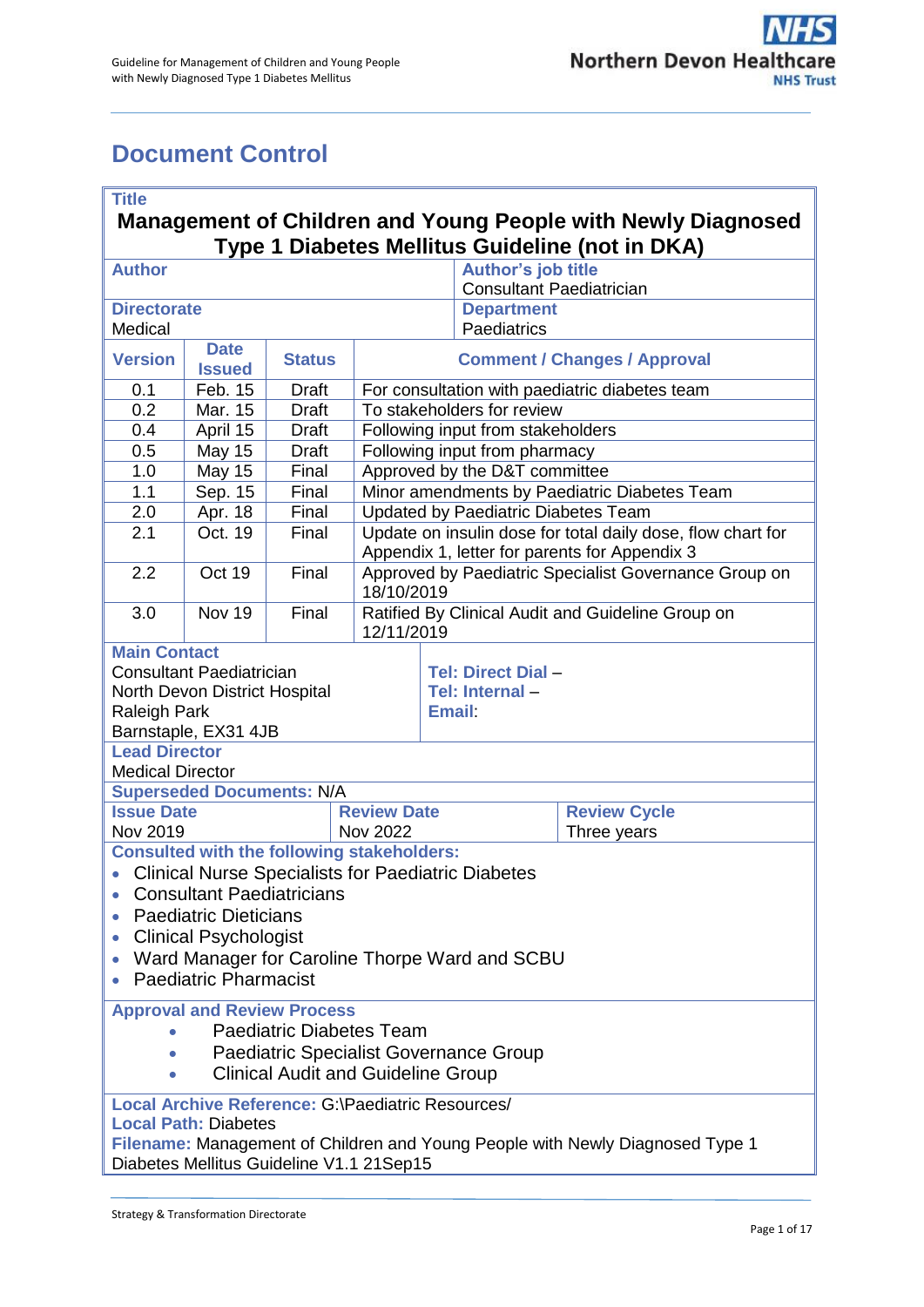# Document Control

| **Title** | | | |
|---|---|---|---|
| **Management of Children and Young People with Newly Diagnosed Type 1 Diabetes Mellitus Guideline (not in DKA)** | | | |
| **Author** | | **Author's job title** Consultant Paediatrician | |
| **Directorate** Medical | | **Department** Paediatrics | |

| **Version** | **Date Issued** | **Status** | **Comment / Changes / Approval** |
|---|---|---|---|
| 0.1 | Feb. 15 | Draft | For consultation with paediatric diabetes team |
| 0.2 | Mar. 15 | Draft | To stakeholders for review |
| 0.4 | April 15 | Draft | Following input from stakeholders |
| 0.5 | May 15 | Draft | Following input from pharmacy |
| 1.0 | May 15 | Final | Approved by the D&T committee |
| 1.1 | Sep. 15 | Final | Minor amendments by Paediatric Diabetes Team |
| 2.0 | Apr. 18 | Final | Updated by Paediatric Diabetes Team |
| 2.1 | Oct. 19 | Final | Update on insulin dose for total daily dose, flow chart for Appendix 1, letter for parents for Appendix 3 |
| 2.2 | Oct 19 | Final | Approved by Paediatric Specialist Governance Group on 18/10/2019 |
| 3.0 | Nov 19 | Final | Ratified By Clinical Audit and Guideline Group on 12/11/2019 |

**Main Contact**
Consultant Paediatrician
North Devon District Hospital
Raleigh Park
Barnstaple, EX31 4JB

**Tel: Direct Dial –**
**Tel: Internal –**
**Email**:

**Lead Director**
Medical Director

**Superseded Documents:** N/A

| **Issue Date** | **Review Date** | **Review Cycle** |
|---|---|---|
| Nov 2019 | Nov 2022 | Three years |

**Consulted with the following stakeholders:**

- Clinical Nurse Specialists for Paediatric Diabetes
- Consultant Paediatricians
- Paediatric Dieticians
- Clinical Psychologist
- Ward Manager for Caroline Thorpe Ward and SCBU
- Paediatric Pharmacist

**Approval and Review Process**

- Paediatric Diabetes Team
- Paediatric Specialist Governance Group
- Clinical Audit and Guideline Group

**Local Archive Reference:** G:\Paediatric Resources/
**Local Path:** Diabetes
**Filename:** Management of Children and Young People with Newly Diagnosed Type 1 Diabetes Mellitus Guideline V1.1 21Sep15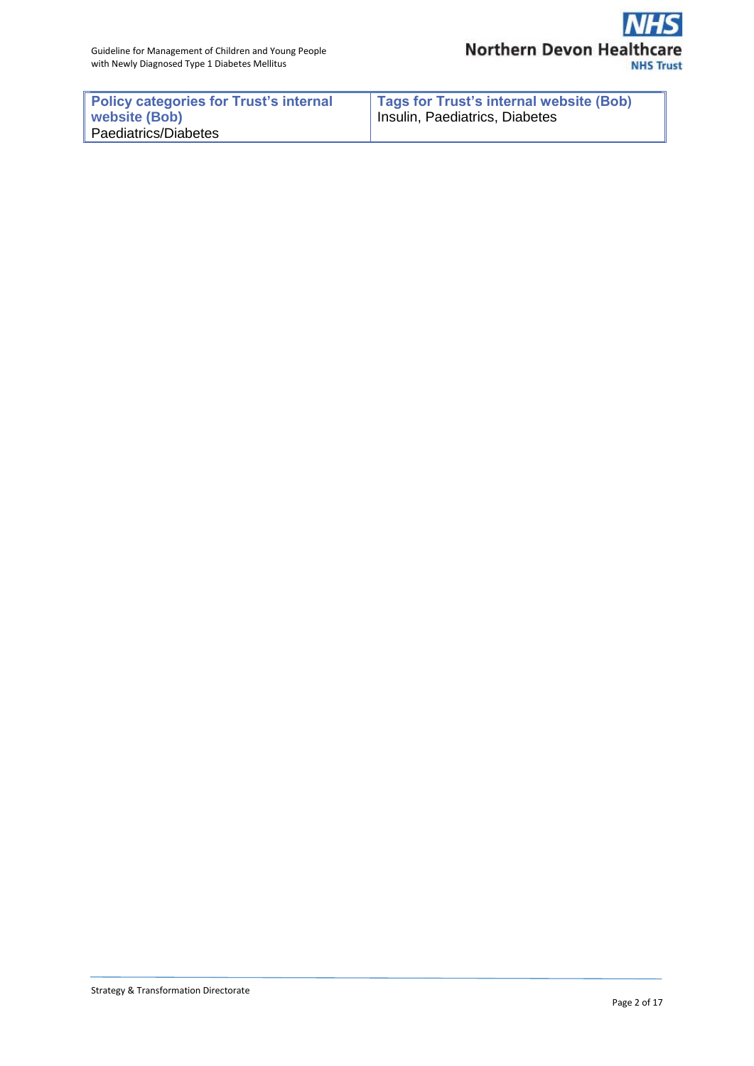| Policy categories for Trust's internal website (Bob) | Tags for Trust's internal website (Bob) |
| --- | --- |
| Paediatrics/Diabetes | Insulin, Paediatrics, Diabetes |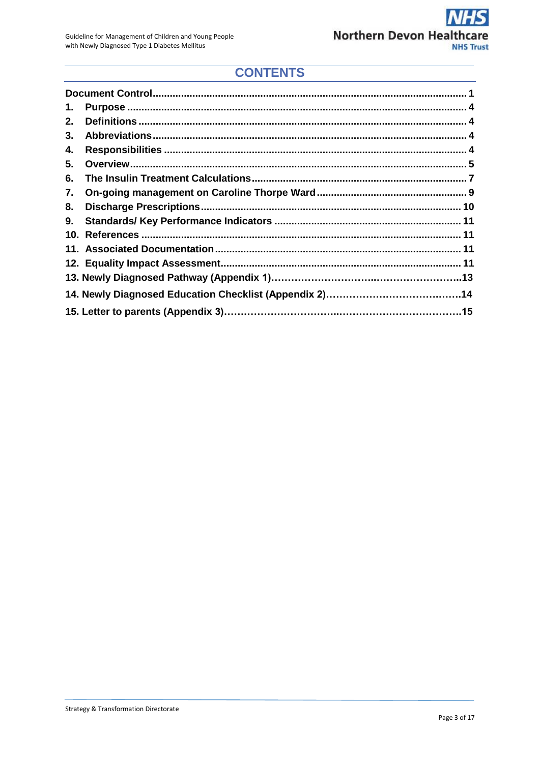## CONTENTS

| | |
|---|---|
| **Document Control** | **1** |
| **1. Purpose** | **4** |
| **2. Definitions** | **4** |
| **3. Abbreviations** | **4** |
| **4. Responsibilities** | **4** |
| **5. Overview** | **5** |
| **6. The Insulin Treatment Calculations** | **7** |
| **7. On-going management on Caroline Thorpe Ward** | **9** |
| **8. Discharge Prescriptions** | **10** |
| **9. Standards/ Key Performance Indicators** | **11** |
| **10. References** | **11** |
| **11. Associated Documentation** | **11** |
| **12. Equality Impact Assessment** | **11** |
| **13. Newly Diagnosed Pathway (Appendix 1)** | **13** |
| **14. Newly Diagnosed Education Checklist (Appendix 2)** | **14** |
| **15. Letter to parents (Appendix 3)** | **15** |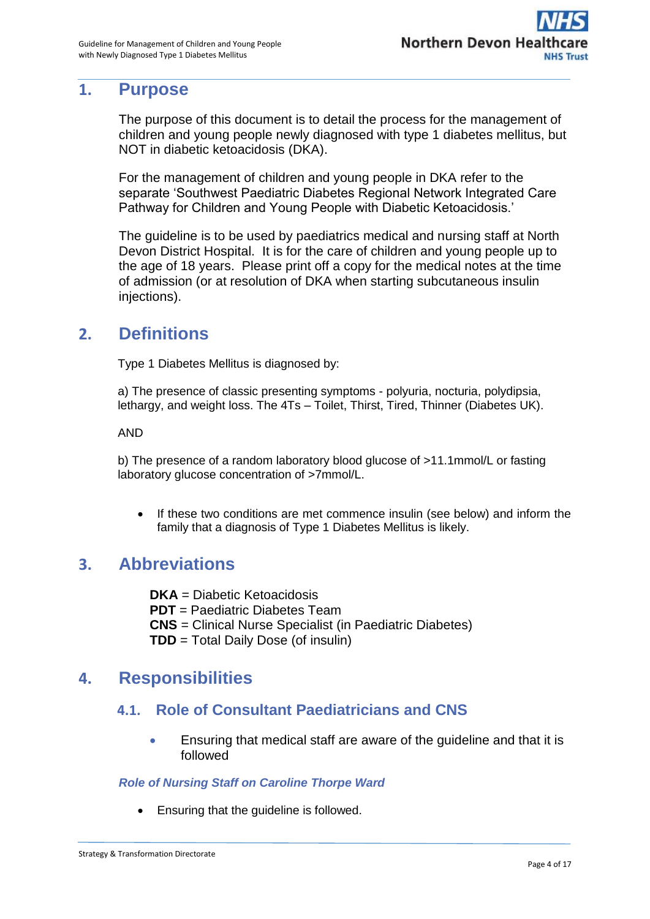# 1. Purpose

The purpose of this document is to detail the process for the management of children and young people newly diagnosed with type 1 diabetes mellitus, but NOT in diabetic ketoacidosis (DKA).

For the management of children and young people in DKA refer to the separate 'Southwest Paediatric Diabetes Regional Network Integrated Care Pathway for Children and Young People with Diabetic Ketoacidosis.'

The guideline is to be used by paediatrics medical and nursing staff at North Devon District Hospital. It is for the care of children and young people up to the age of 18 years. Please print off a copy for the medical notes at the time of admission (or at resolution of DKA when starting subcutaneous insulin injections).

# 2. Definitions

Type 1 Diabetes Mellitus is diagnosed by:

a) The presence of classic presenting symptoms - polyuria, nocturia, polydipsia, lethargy, and weight loss. The 4Ts – Toilet, Thirst, Tired, Thinner (Diabetes UK).

AND

b) The presence of a random laboratory blood glucose of >11.1mmol/L or fasting laboratory glucose concentration of >7mmol/L.

- If these two conditions are met commence insulin (see below) and inform the family that a diagnosis of Type 1 Diabetes Mellitus is likely.

# 3. Abbreviations

**DKA** = Diabetic Ketoacidosis
**PDT** = Paediatric Diabetes Team
**CNS** = Clinical Nurse Specialist (in Paediatric Diabetes)
**TDD** = Total Daily Dose (of insulin)

# 4. Responsibilities

## 4.1. Role of Consultant Paediatricians and CNS

- Ensuring that medical staff are aware of the guideline and that it is followed

### *Role of Nursing Staff on Caroline Thorpe Ward*

- Ensuring that the guideline is followed.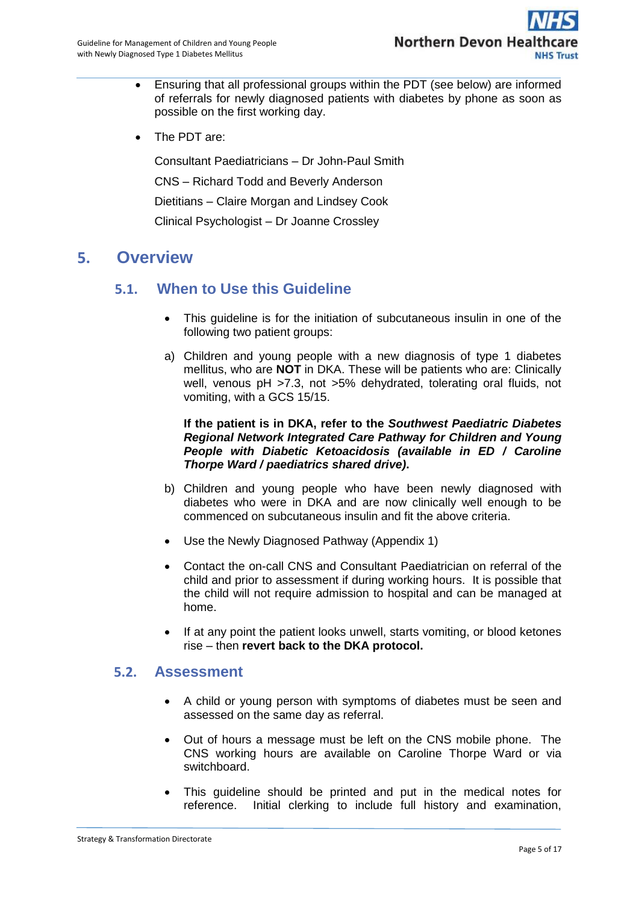- Ensuring that all professional groups within the PDT (see below) are informed of referrals for newly diagnosed patients with diabetes by phone as soon as possible on the first working day.

- The PDT are:

  Consultant Paediatricians – Dr John-Paul Smith

  CNS – Richard Todd and Beverly Anderson

  Dietitians – Claire Morgan and Lindsey Cook

  Clinical Psychologist – Dr Joanne Crossley

# 5. Overview

## 5.1. When to Use this Guideline

- This guideline is for the initiation of subcutaneous insulin in one of the following two patient groups:

a) Children and young people with a new diagnosis of type 1 diabetes mellitus, who are **NOT** in DKA. These will be patients who are: Clinically well, venous pH >7.3, not >5% dehydrated, tolerating oral fluids, not vomiting, with a GCS 15/15.

   **If the patient is in DKA, refer to the *Southwest Paediatric Diabetes Regional Network Integrated Care Pathway for Children and Young People with Diabetic Ketoacidosis (available in ED / Caroline Thorpe Ward / paediatrics shared drive)*.**

b) Children and young people who have been newly diagnosed with diabetes who were in DKA and are now clinically well enough to be commenced on subcutaneous insulin and fit the above criteria.

- Use the Newly Diagnosed Pathway (Appendix 1)

- Contact the on-call CNS and Consultant Paediatrician on referral of the child and prior to assessment if during working hours. It is possible that the child will not require admission to hospital and can be managed at home.

- If at any point the patient looks unwell, starts vomiting, or blood ketones rise – then **revert back to the DKA protocol.**

## 5.2. Assessment

- A child or young person with symptoms of diabetes must be seen and assessed on the same day as referral.

- Out of hours a message must be left on the CNS mobile phone. The CNS working hours are available on Caroline Thorpe Ward or via switchboard.

- This guideline should be printed and put in the medical notes for reference. Initial clerking to include full history and examination,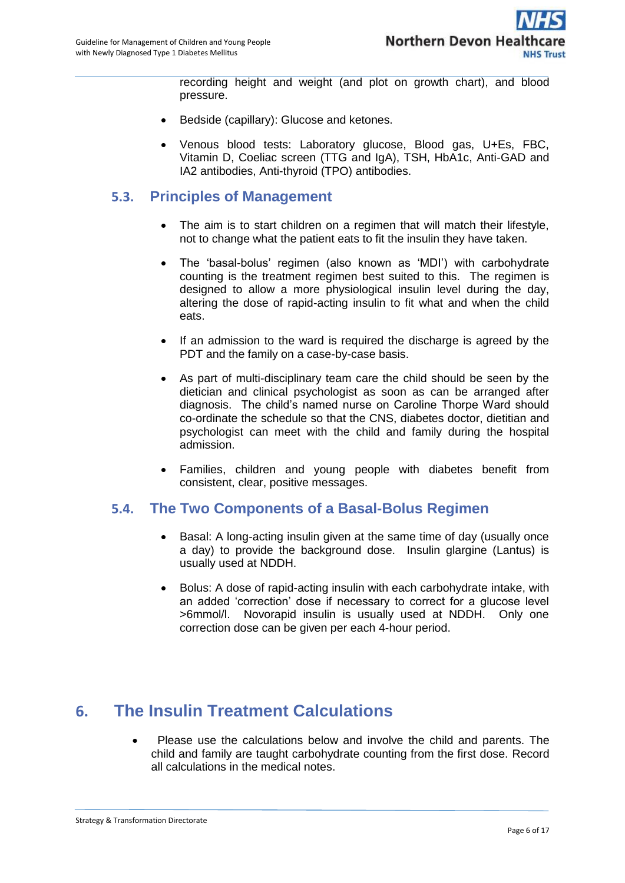recording height and weight (and plot on growth chart), and blood pressure.

- Bedside (capillary): Glucose and ketones.
- Venous blood tests: Laboratory glucose, Blood gas, U+Es, FBC, Vitamin D, Coeliac screen (TTG and IgA), TSH, HbA1c, Anti-GAD and IA2 antibodies, Anti-thyroid (TPO) antibodies.

## 5.3. Principles of Management

- The aim is to start children on a regimen that will match their lifestyle, not to change what the patient eats to fit the insulin they have taken.
- The 'basal-bolus' regimen (also known as 'MDI') with carbohydrate counting is the treatment regimen best suited to this. The regimen is designed to allow a more physiological insulin level during the day, altering the dose of rapid-acting insulin to fit what and when the child eats.
- If an admission to the ward is required the discharge is agreed by the PDT and the family on a case-by-case basis.
- As part of multi-disciplinary team care the child should be seen by the dietician and clinical psychologist as soon as can be arranged after diagnosis. The child's named nurse on Caroline Thorpe Ward should co-ordinate the schedule so that the CNS, diabetes doctor, dietitian and psychologist can meet with the child and family during the hospital admission.
- Families, children and young people with diabetes benefit from consistent, clear, positive messages.

## 5.4. The Two Components of a Basal-Bolus Regimen

- Basal: A long-acting insulin given at the same time of day (usually once a day) to provide the background dose. Insulin glargine (Lantus) is usually used at NDDH.
- Bolus: A dose of rapid-acting insulin with each carbohydrate intake, with an added 'correction' dose if necessary to correct for a glucose level >6mmol/l. Novorapid insulin is usually used at NDDH. Only one correction dose can be given per each 4-hour period.

# 6. The Insulin Treatment Calculations

- Please use the calculations below and involve the child and parents. The child and family are taught carbohydrate counting from the first dose. Record all calculations in the medical notes.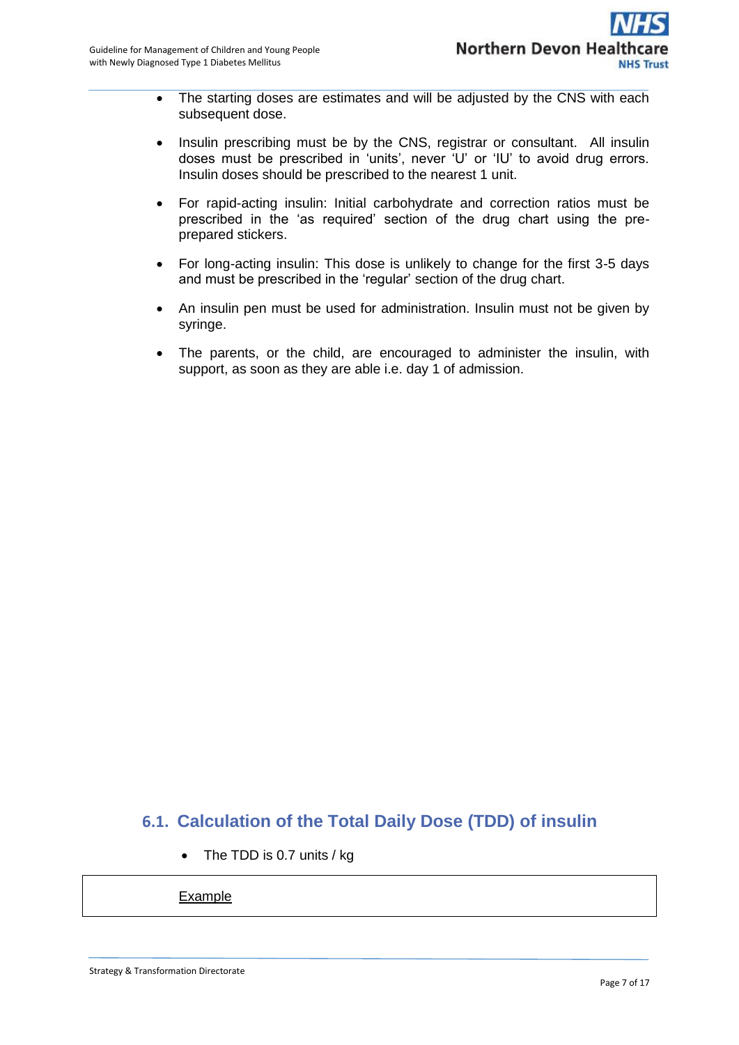- The starting doses are estimates and will be adjusted by the CNS with each subsequent dose.
- Insulin prescribing must be by the CNS, registrar or consultant. All insulin doses must be prescribed in 'units', never 'U' or 'IU' to avoid drug errors. Insulin doses should be prescribed to the nearest 1 unit.
- For rapid-acting insulin: Initial carbohydrate and correction ratios must be prescribed in the 'as required' section of the drug chart using the pre-prepared stickers.
- For long-acting insulin: This dose is unlikely to change for the first 3-5 days and must be prescribed in the 'regular' section of the drug chart.
- An insulin pen must be used for administration. Insulin must not be given by syringe.
- The parents, or the child, are encouraged to administer the insulin, with support, as soon as they are able i.e. day 1 of admission.

## 6.1. Calculation of the Total Daily Dose (TDD) of insulin

- The TDD is 0.7 units / kg

<u>Example</u>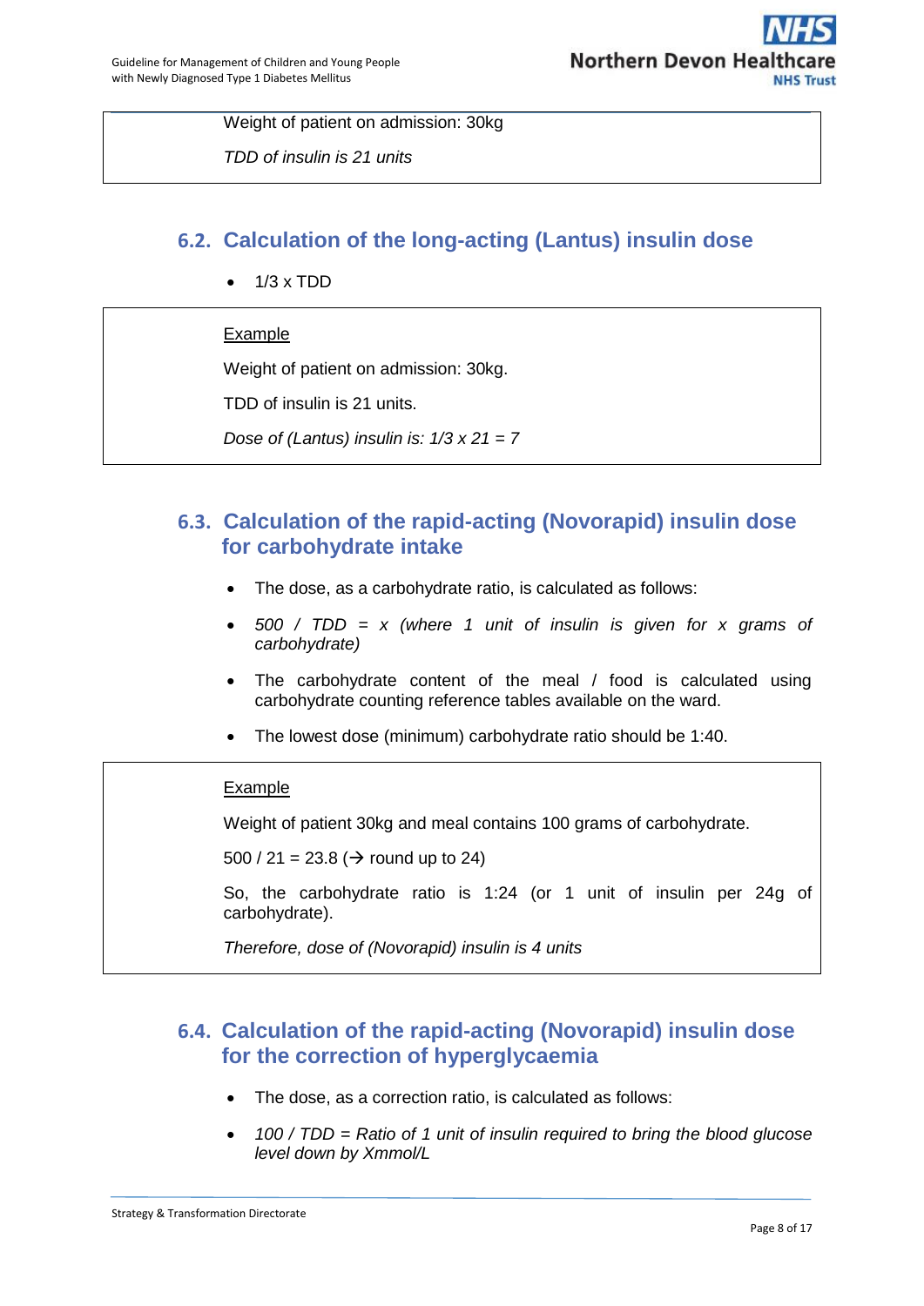Weight of patient on admission: 30kg

*TDD of insulin is 21 units*

## 6.2. Calculation of the long-acting (Lantus) insulin dose

- 1/3 x TDD

Example

Weight of patient on admission: 30kg.

TDD of insulin is 21 units.

*Dose of (Lantus) insulin is: 1/3 x 21 = 7*

## 6.3. Calculation of the rapid-acting (Novorapid) insulin dose for carbohydrate intake

- The dose, as a carbohydrate ratio, is calculated as follows:
- *500 / TDD = x (where 1 unit of insulin is given for x grams of carbohydrate)*
- The carbohydrate content of the meal / food is calculated using carbohydrate counting reference tables available on the ward.
- The lowest dose (minimum) carbohydrate ratio should be 1:40.

Example

Weight of patient 30kg and meal contains 100 grams of carbohydrate.

500 / 21 = 23.8 (→ round up to 24)

So, the carbohydrate ratio is 1:24 (or 1 unit of insulin per 24g of carbohydrate).

*Therefore, dose of (Novorapid) insulin is 4 units*

## 6.4. Calculation of the rapid-acting (Novorapid) insulin dose for the correction of hyperglycaemia

- The dose, as a correction ratio, is calculated as follows:
- *100 / TDD = Ratio of 1 unit of insulin required to bring the blood glucose level down by Xmmol/L*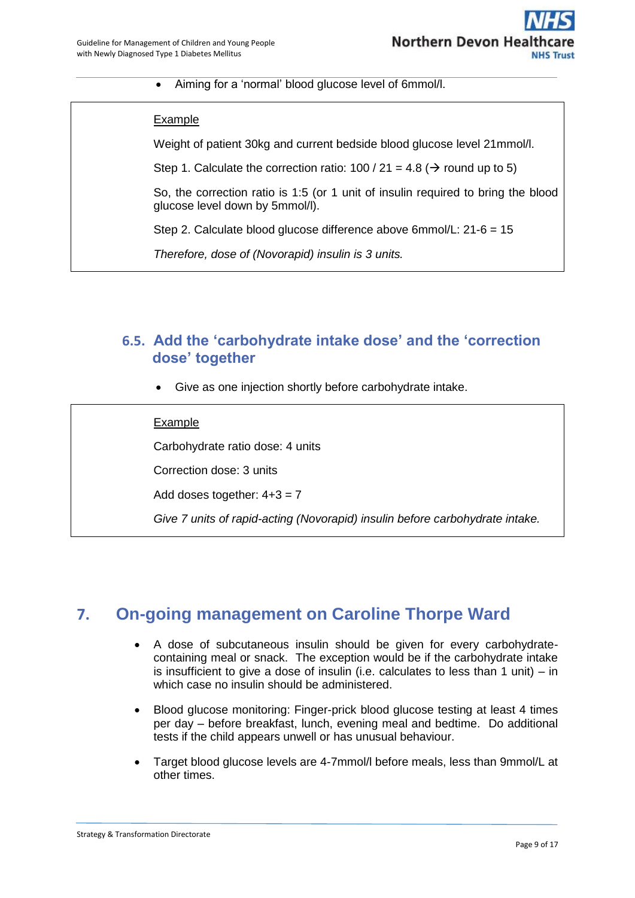- Aiming for a 'normal' blood glucose level of 6mmol/l.

> Example
>
> Weight of patient 30kg and current bedside blood glucose level 21mmol/l.
>
> Step 1. Calculate the correction ratio: 100 / 21 = 4.8 (→ round up to 5)
>
> So, the correction ratio is 1:5 (or 1 unit of insulin required to bring the blood glucose level down by 5mmol/l).
>
> Step 2. Calculate blood glucose difference above 6mmol/L: 21-6 = 15
>
> *Therefore, dose of (Novorapid) insulin is 3 units.*

### 6.5. Add the 'carbohydrate intake dose' and the 'correction dose' together

- Give as one injection shortly before carbohydrate intake.

> Example
>
> Carbohydrate ratio dose: 4 units
>
> Correction dose: 3 units
>
> Add doses together: 4+3 = 7
>
> *Give 7 units of rapid-acting (Novorapid) insulin before carbohydrate intake.*

## 7. On-going management on Caroline Thorpe Ward

- A dose of subcutaneous insulin should be given for every carbohydrate-containing meal or snack. The exception would be if the carbohydrate intake is insufficient to give a dose of insulin (i.e. calculates to less than 1 unit) – in which case no insulin should be administered.
- Blood glucose monitoring: Finger-prick blood glucose testing at least 4 times per day – before breakfast, lunch, evening meal and bedtime. Do additional tests if the child appears unwell or has unusual behaviour.
- Target blood glucose levels are 4-7mmol/l before meals, less than 9mmol/L at other times.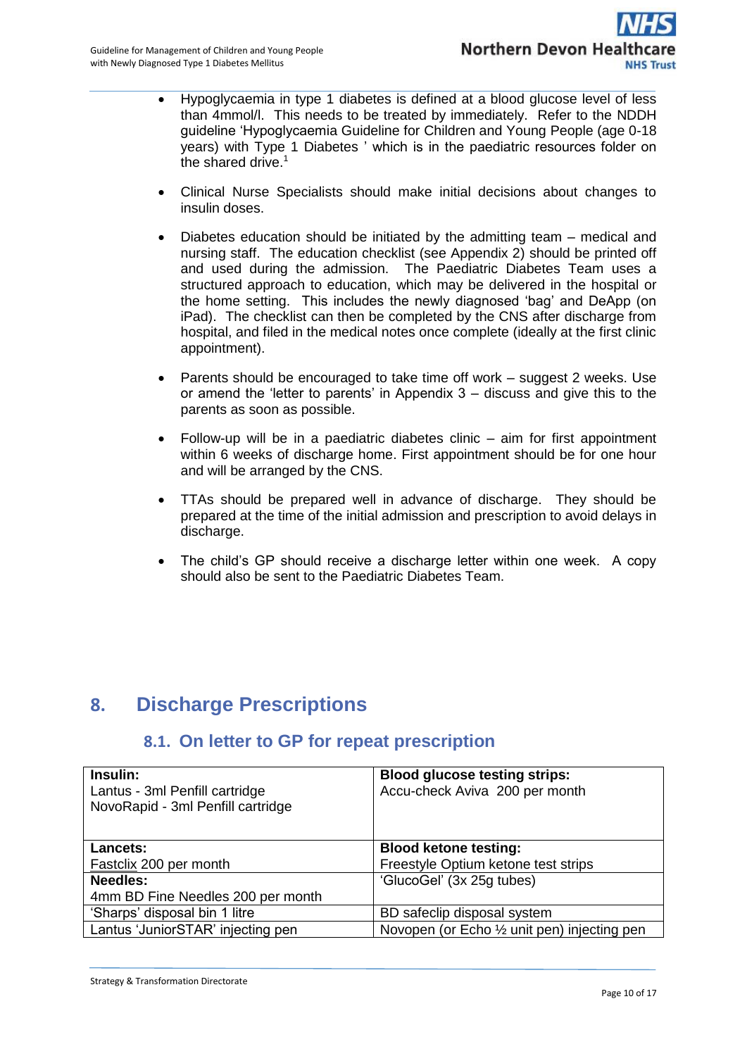- Hypoglycaemia in type 1 diabetes is defined at a blood glucose level of less than 4mmol/l. This needs to be treated by immediately. Refer to the NDDH guideline 'Hypoglycaemia Guideline for Children and Young People (age 0-18 years) with Type 1 Diabetes ' which is in the paediatric resources folder on the shared drive.[1]

- Clinical Nurse Specialists should make initial decisions about changes to insulin doses.

- Diabetes education should be initiated by the admitting team – medical and nursing staff. The education checklist (see Appendix 2) should be printed off and used during the admission. The Paediatric Diabetes Team uses a structured approach to education, which may be delivered in the hospital or the home setting. This includes the newly diagnosed 'bag' and DeApp (on iPad). The checklist can then be completed by the CNS after discharge from hospital, and filed in the medical notes once complete (ideally at the first clinic appointment).

- Parents should be encouraged to take time off work – suggest 2 weeks. Use or amend the 'letter to parents' in Appendix 3 – discuss and give this to the parents as soon as possible.

- Follow-up will be in a paediatric diabetes clinic – aim for first appointment within 6 weeks of discharge home. First appointment should be for one hour and will be arranged by the CNS.

- TTAs should be prepared well in advance of discharge. They should be prepared at the time of the initial admission and prescription to avoid delays in discharge.

- The child's GP should receive a discharge letter within one week. A copy should also be sent to the Paediatric Diabetes Team.

# 8. Discharge Prescriptions

## 8.1. On letter to GP for repeat prescription

| | |
|---|---|
| **Insulin:**<br>Lantus - 3ml Penfill cartridge<br>NovoRapid - 3ml Penfill cartridge | **Blood glucose testing strips:**<br>Accu-check Aviva 200 per month |
| **Lancets:**<br>Fastclix 200 per month | **Blood ketone testing:**<br>Freestyle Optium ketone test strips |
| **Needles:**<br>4mm BD Fine Needles 200 per month | 'GlucoGel' (3x 25g tubes) |
| 'Sharps' disposal bin 1 litre | BD safeclip disposal system |
| Lantus 'JuniorSTAR' injecting pen | Novopen (or Echo ½ unit pen) injecting pen |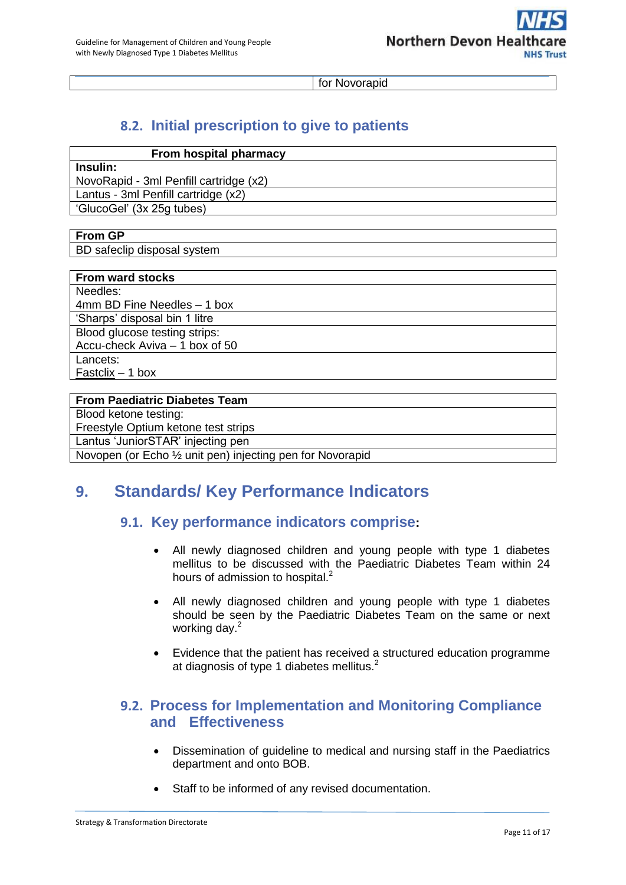| | for Novorapid |
|---|---|

### 8.2. Initial prescription to give to patients

| From hospital pharmacy |
|---|
| **Insulin:**<br>NovoRapid - 3ml Penfill cartridge (x2) |
| Lantus - 3ml Penfill cartridge (x2) |
| 'GlucoGel' (3x 25g tubes) |

| From GP |
|---|
| BD safeclip disposal system |

| From ward stocks |
|---|
| Needles:<br>4mm BD Fine Needles – 1 box |
| 'Sharps' disposal bin 1 litre |
| Blood glucose testing strips:<br>Accu-check Aviva – 1 box of 50 |
| Lancets:<br>Fastclix – 1 box |

| From Paediatric Diabetes Team |
|---|
| Blood ketone testing:<br>Freestyle Optium ketone test strips |
| Lantus 'JuniorSTAR' injecting pen |
| Novopen (or Echo ½ unit pen) injecting pen for Novorapid |

## 9. Standards/ Key Performance Indicators

### 9.1. Key performance indicators comprise:

- All newly diagnosed children and young people with type 1 diabetes mellitus to be discussed with the Paediatric Diabetes Team within 24 hours of admission to hospital.[2]
- All newly diagnosed children and young people with type 1 diabetes should be seen by the Paediatric Diabetes Team on the same or next working day.[2]
- Evidence that the patient has received a structured education programme at diagnosis of type 1 diabetes mellitus.[2]

### 9.2. Process for Implementation and Monitoring Compliance and Effectiveness

- Dissemination of guideline to medical and nursing staff in the Paediatrics department and onto BOB.
- Staff to be informed of any revised documentation.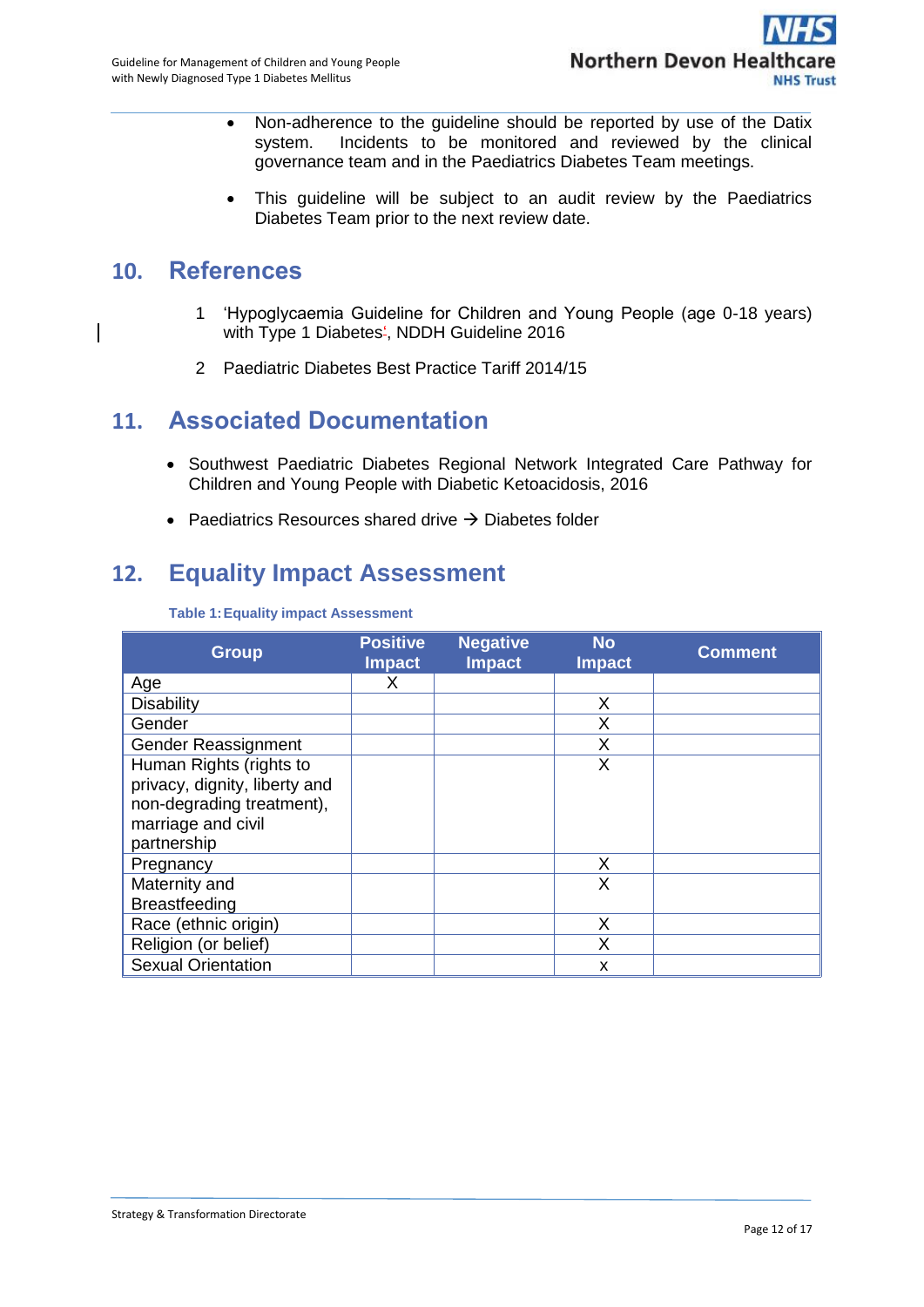- Non-adherence to the guideline should be reported by use of the Datix system. Incidents to be monitored and reviewed by the clinical governance team and in the Paediatrics Diabetes Team meetings.
- This guideline will be subject to an audit review by the Paediatrics Diabetes Team prior to the next review date.

## 10. References

1. 'Hypoglycaemia Guideline for Children and Young People (age 0-18 years) with Type 1 Diabetes', NDDH Guideline 2016
2. Paediatric Diabetes Best Practice Tariff 2014/15

## 11. Associated Documentation

- Southwest Paediatric Diabetes Regional Network Integrated Care Pathway for Children and Young People with Diabetic Ketoacidosis, 2016
- Paediatrics Resources shared drive → Diabetes folder

## 12. Equality Impact Assessment

**Table 1: Equality impact Assessment**

| Group | Positive Impact | Negative Impact | No Impact | Comment |
|---|---|---|---|---|
| Age | X | | | |
| Disability | | | X | |
| Gender | | | X | |
| Gender Reassignment | | | X | |
| Human Rights (rights to privacy, dignity, liberty and non-degrading treatment), marriage and civil partnership | | | X | |
| Pregnancy | | | X | |
| Maternity and Breastfeeding | | | X | |
| Race (ethnic origin) | | | X | |
| Religion (or belief) | | | X | |
| Sexual Orientation | | | x | |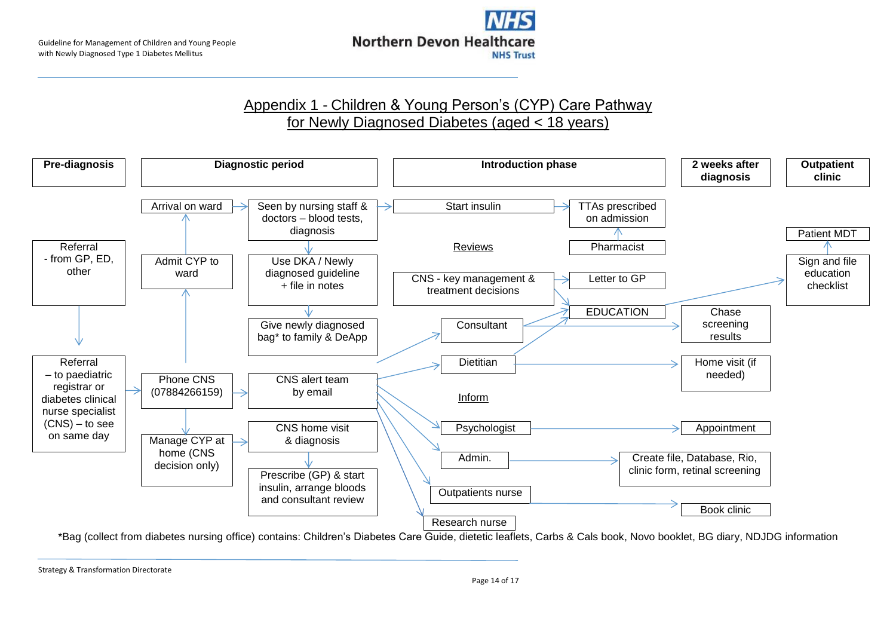## Appendix 1 - Children & Young Person's (CYP) Care Pathway for Newly Diagnosed Diabetes (aged < 18 years)

| Pre-diagnosis | Diagnostic period | | Introduction phase | | 2 weeks after diagnosis | Outpatient clinic |
|---|---|---|---|---|---|---|
| | Arrival on ward | Seen by nursing staff & doctors – blood tests, diagnosis | Start insulin | TTAs prescribed on admission | | Patient MDT |
| Referral - from GP, ED, other | Admit CYP to ward | Use DKA / Newly diagnosed guideline + file in notes | Reviews | Pharmacist | | Sign and file education checklist |
| | | Give newly diagnosed bag* to family & DeApp | CNS - key management & treatment decisions | Letter to GP | | |
| | | | Consultant | EDUCATION | Chase screening results | |
| Referral – to paediatric registrar or diabetes clinical nurse specialist (CNS) – to see on same day | Phone CNS (07884266159) | CNS alert team by email | Dietitian | | Home visit (if needed) | |
| | Manage CYP at home (CNS decision only) | CNS home visit & diagnosis | Inform | | | |
| | | Prescribe (GP) & start insulin, arrange bloods and consultant review | Psychologist | | Appointment | |
| | | | Admin. | Create file, Database, Rio, clinic form, retinal screening | | |
| | | | Outpatients nurse | | Book clinic | |
| | | | Research nurse | | | |

Pathway flows:

- Referral (from GP, ED, other) → Referral – to paediatric registrar or diabetes clinical nurse specialist (CNS) – to see on same day → Phone CNS (07884266159)
- Phone CNS → Admit CYP to ward → Arrival on ward → Seen by nursing staff & doctors – blood tests, diagnosis → Use DKA / Newly diagnosed guideline + file in notes → Give newly diagnosed bag* to family & DeApp
- Phone CNS → Manage CYP at home (CNS decision only) → CNS home visit & diagnosis → Prescribe (GP) & start insulin, arrange bloods and consultant review
- Phone CNS → CNS alert team by email → Consultant, Dietitian, Psychologist, Admin., Outpatients nurse, Research nurse
- Seen by nursing staff & doctors → Start insulin → TTAs prescribed on admission (Pharmacist → TTAs prescribed on admission)
- Reviews: CNS - key management & treatment decisions → Letter to GP; CNS → EDUCATION
- Consultant → EDUCATION; Consultant → Chase screening results
- Dietitian → EDUCATION; Dietitian → Home visit (if needed)
- EDUCATION → Sign and file education checklist → Patient MDT
- Psychologist → Appointment
- Admin. → Create file, Database, Rio, clinic form, retinal screening
- Outpatients nurse → Book clinic

*Bag (collect from diabetes nursing office) contains: Children's Diabetes Care Guide, dietetic leaflets, Carbs & Cals book, Novo booklet, BG diary, NDJDG information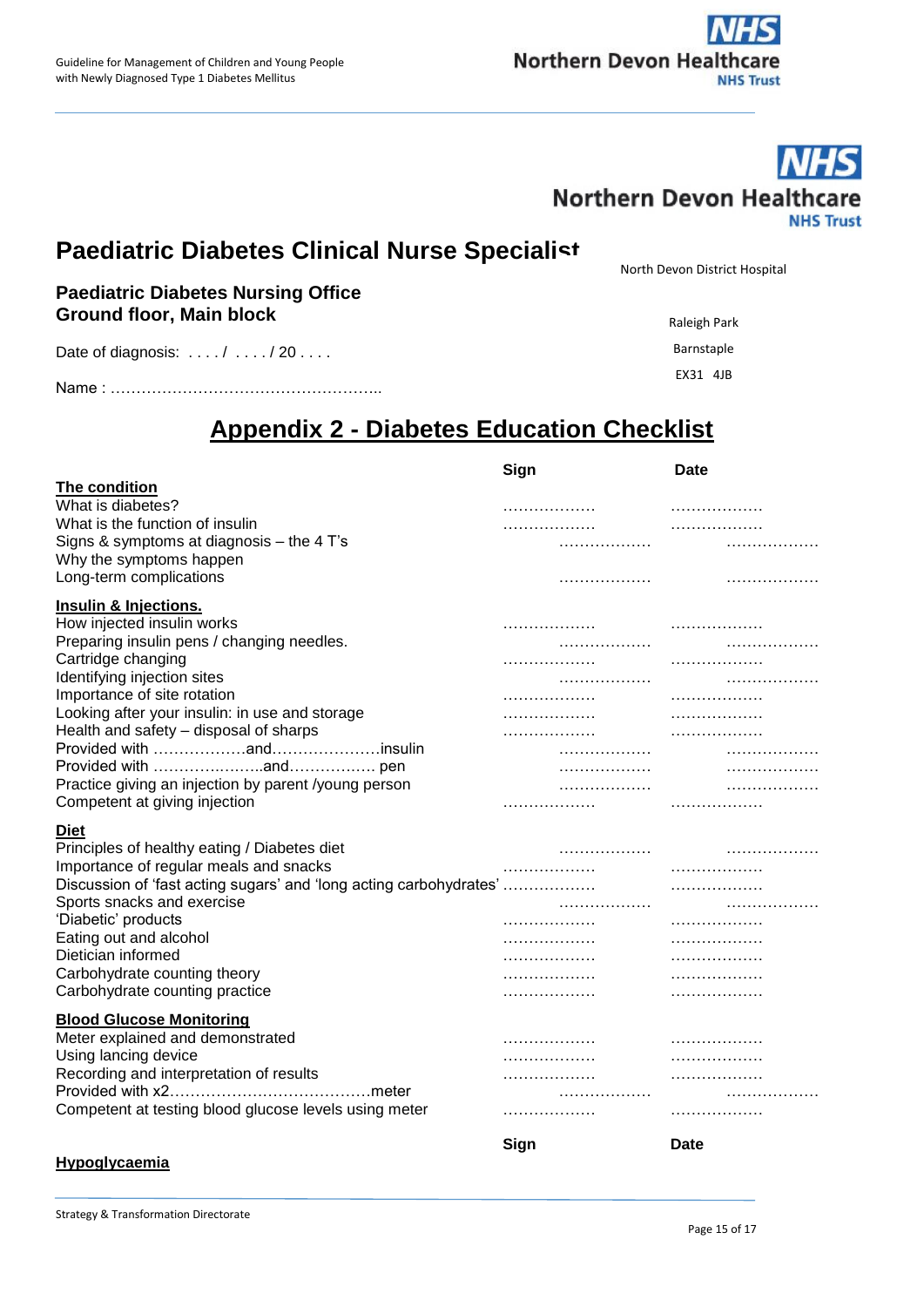## Paediatric Diabetes Clinical Nurse Specialist

North Devon District Hospital

**Paediatric Diabetes Nursing Office**
**Ground floor, Main block**

Raleigh Park
Barnstaple
EX31 4JB

Date of diagnosis: . . . . / . . . . / 20 . . . .

Name : ……………………………………………..

# Appendix 2 - Diabetes Education Checklist

| | Sign | Date |
|---|---|---|
| **The condition** | | |
| What is diabetes? | ……………… | ……………… |
| What is the function of insulin | ……………… | ……………… |
| Signs & symptoms at diagnosis – the 4 T's | ……………… | ……………… |
| Why the symptoms happen | | |
| Long-term complications | ……………… | ……………… |
| **Insulin & Injections.** | | |
| How injected insulin works | ……………… | ……………… |
| Preparing insulin pens / changing needles. | ……………… | ……………… |
| Cartridge changing | ……………… | ……………… |
| Identifying injection sites | ……………… | ……………… |
| Importance of site rotation | ……………… | ……………… |
| Looking after your insulin: in use and storage | ……………… | ……………… |
| Health and safety – disposal of sharps | ……………… | ……………… |
| Provided with ………………and…………………insulin | ……………… | ……………… |
| Provided with …………..……..and…………….. pen | ……………… | ……………… |
| Practice giving an injection by parent /young person | ……………… | ……………… |
| Competent at giving injection | ……………… | ……………… |
| **Diet** | | |
| Principles of healthy eating / Diabetes diet | ……………… | ……………… |
| Importance of regular meals and snacks | ……………… | ……………… |
| Discussion of 'fast acting sugars' and 'long acting carbohydrates' | ……………… | ……………… |
| Sports snacks and exercise | ……………… | ……………… |
| 'Diabetic' products | ……………… | ……………… |
| Eating out and alcohol | ……………… | ……………… |
| Dietician informed | ……………… | ……………… |
| Carbohydrate counting theory | ……………… | ……………… |
| Carbohydrate counting practice | ……………… | ……………… |
| **Blood Glucose Monitoring** | | |
| Meter explained and demonstrated | ……………… | ……………… |
| Using lancing device | ……………… | ……………… |
| Recording and interpretation of results | ……………… | ……………… |
| Provided with x2…………………………………meter | ……………… | ……………… |
| Competent at testing blood glucose levels using meter | ……………… | ……………… |

| | Sign | Date |
|---|---|---|
| **Hypoglycaemia** | | |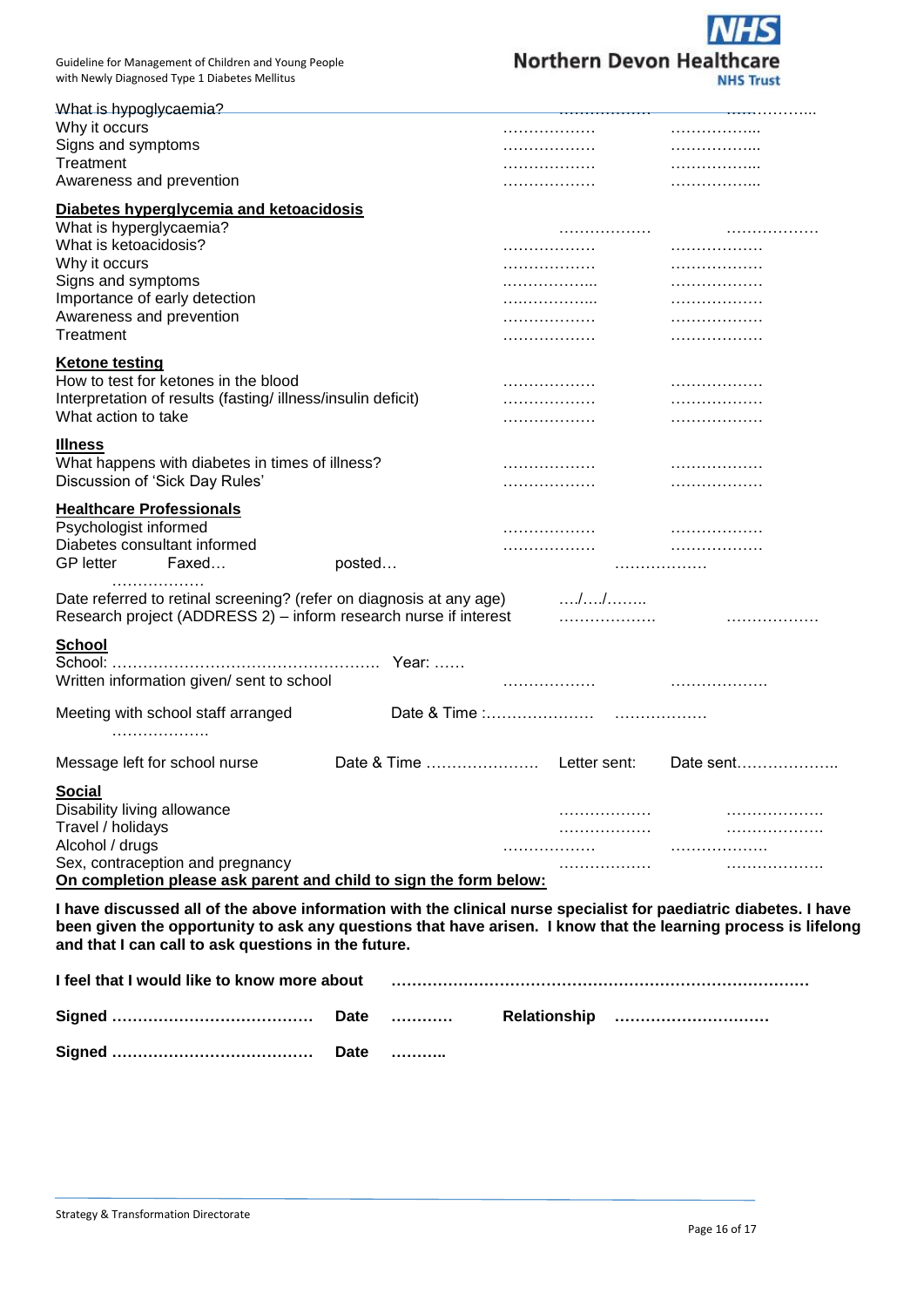What is hypoglycaemia? ……………… ………………
Why it occurs ……………… ………………
Signs and symptoms ……………… ………………
Treatment ……………… ………………
Awareness and prevention ……………… ………………

**Diabetes hyperglycemia and ketoacidosis**

What is hyperglycaemia? ……………… ………………
What is ketoacidosis? ……………… ………………
Why it occurs ……………… ………………
Signs and symptoms ……………… ………………
Importance of early detection ……………… ………………
Awareness and prevention ……………… ………………
Treatment ……………… ………………

**Ketone testing**

How to test for ketones in the blood ……………… ………………
Interpretation of results (fasting/ illness/insulin deficit) ……………… ………………
What action to take ……………… ………………

**Illness**

What happens with diabetes in times of illness? ……………… ………………
Discussion of 'Sick Day Rules' ……………… ………………

**Healthcare Professionals**

Psychologist informed ……………… ………………
Diabetes consultant informed ……………… ………………
GP letter Faxed… posted… ……………… ………………

Date referred to retinal screening? (refer on diagnosis at any age) …./…./……..
Research project (ADDRESS 2) – inform research nurse if interest ……………… ………………

**School**

School: …………………………………………… Year: ……
Written information given/ sent to school ……………… ………………

Meeting with school staff arranged Date & Time :………………… ……………… ………………

Message left for school nurse Date & Time ………………… Letter sent: Date sent………………..

**Social**

Disability living allowance ……………… ………………
Travel / holidays ……………… ………………
Alcohol / drugs ……………… ………………
Sex, contraception and pregnancy ……………… ………………

**On completion please ask parent and child to sign the form below:**

**I have discussed all of the above information with the clinical nurse specialist for paediatric diabetes. I have been given the opportunity to ask any questions that have arisen. I know that the learning process is lifelong and that I can call to ask questions in the future.**

**I feel that I would like to know more about ……………………………………………………………………**

**Signed ………………………………… Date ………… Relationship …………………………**

**Signed ………………………………… Date ………..**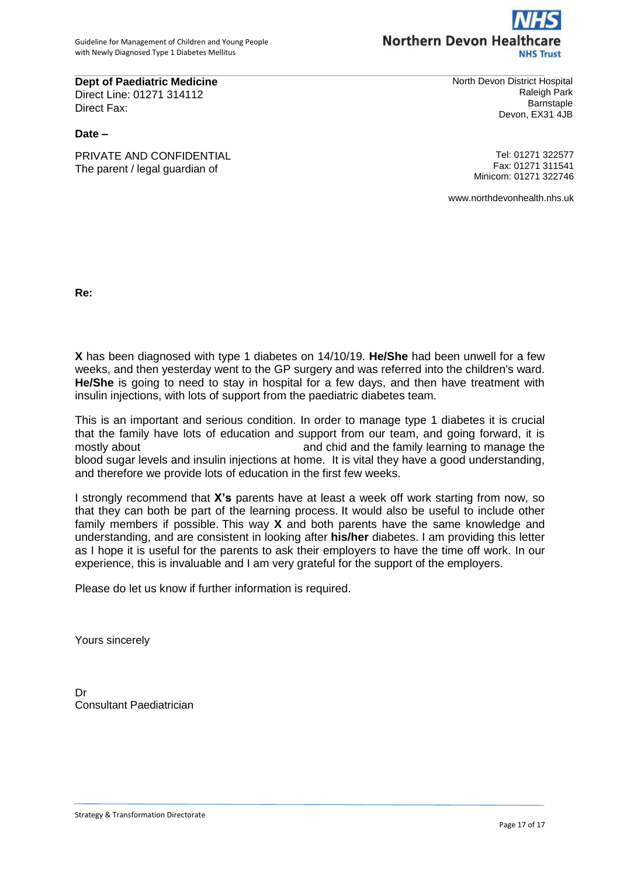**Dept of Paediatric Medicine**
Direct Line: 01271 314112
Direct Fax:

North Devon District Hospital
Raleigh Park
Barnstaple
Devon, EX31 4JB

**Date –**

PRIVATE AND CONFIDENTIAL
The parent / legal guardian of

Tel: 01271 322577
Fax: 01271 311541
Minicom: 01271 322746

www.northdevonhealth.nhs.uk

**Re:**

**X** has been diagnosed with type 1 diabetes on 14/10/19. **He/She** had been unwell for a few weeks, and then yesterday went to the GP surgery and was referred into the children's ward. **He/She** is going to need to stay in hospital for a few days, and then have treatment with insulin injections, with lots of support from the paediatric diabetes team.

This is an important and serious condition. In order to manage type 1 diabetes it is crucial that the family have lots of education and support from our team, and going forward, it is mostly about and chid and the family learning to manage the blood sugar levels and insulin injections at home. It is vital they have a good understanding, and therefore we provide lots of education in the first few weeks.

I strongly recommend that **X's** parents have at least a week off work starting from now, so that they can both be part of the learning process. It would also be useful to include other family members if possible. This way **X** and both parents have the same knowledge and understanding, and are consistent in looking after **his/her** diabetes. I am providing this letter as I hope it is useful for the parents to ask their employers to have the time off work. In our experience, this is invaluable and I am very grateful for the support of the employers.

Please do let us know if further information is required.

Yours sincerely

Dr
Consultant Paediatrician